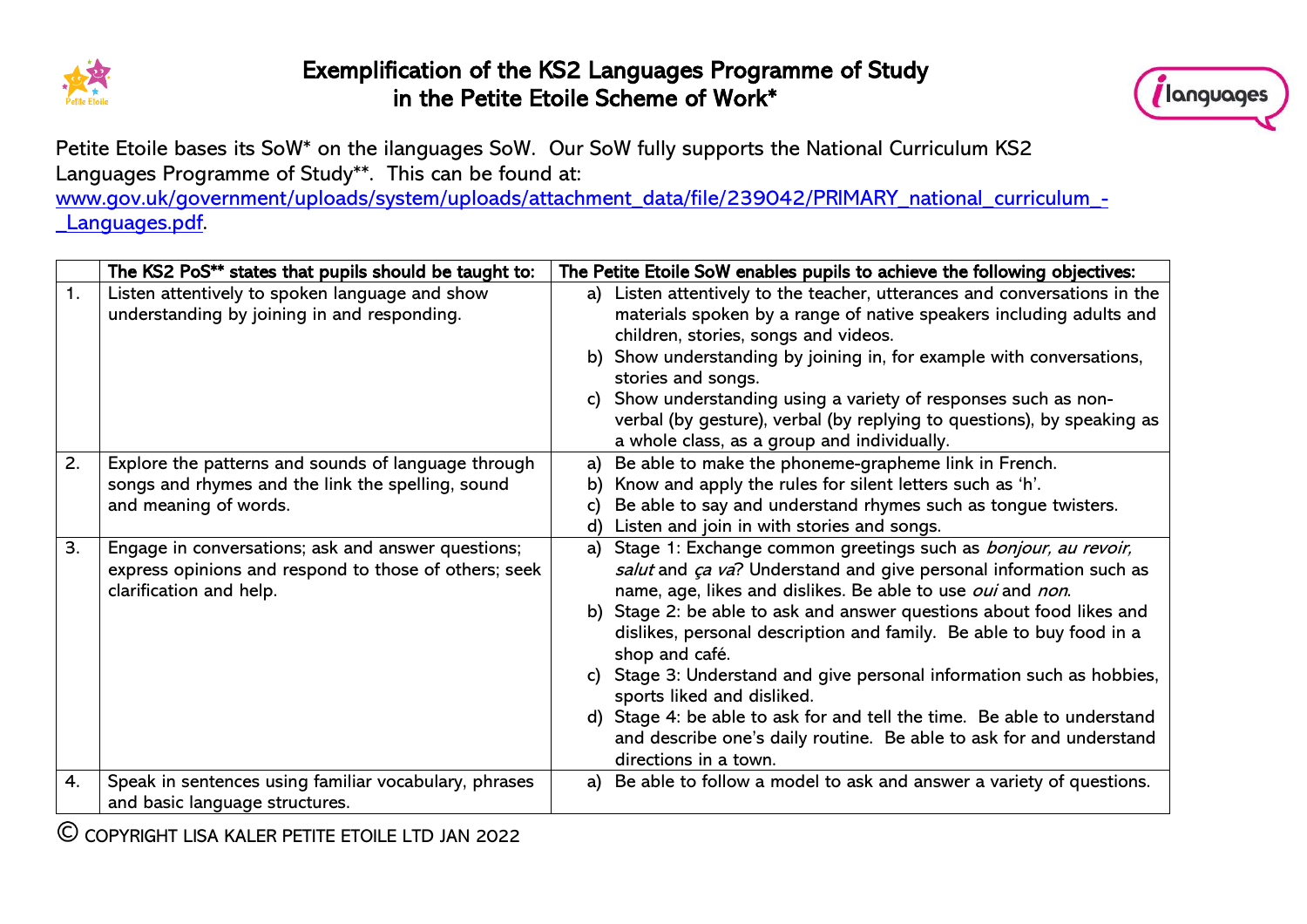# Exemplification of the KS2 Languages Programme of Study in the Petite Etoile Scheme of Work*

Petite Etoile bases its SoW* on the ilanguages SoW. Our SoW fully supports the National Curriculum KS2 Languages Programme of Study**. This can be found at: [www.gov.uk/government/uploads/system/uploads/attachment_data/file/239042/PRIMARY_national_curriculum_-_Languages.pdf](www.gov.uk/government/uploads/system/uploads/attachment_data/file/239042/PRIMARY_national_curriculum_-_Languages.pdf).

| | The KS2 PoS** states that pupils should be taught to: | The Petite Etoile SoW enables pupils to achieve the following objectives: |
|---|---|---|
| 1. | Listen attentively to spoken language and show understanding by joining in and responding. | a) Listen attentively to the teacher, utterances and conversations in the materials spoken by a range of native speakers including adults and children, stories, songs and videos.<br>b) Show understanding by joining in, for example with conversations, stories and songs.<br>c) Show understanding using a variety of responses such as non-verbal (by gesture), verbal (by replying to questions), by speaking as a whole class, as a group and individually. |
| 2. | Explore the patterns and sounds of language through songs and rhymes and the link the spelling, sound and meaning of words. | a) Be able to make the phoneme-grapheme link in French.<br>b) Know and apply the rules for silent letters such as 'h'.<br>c) Be able to say and understand rhymes such as tongue twisters.<br>d) Listen and join in with stories and songs. |
| 3. | Engage in conversations; ask and answer questions; express opinions and respond to those of others; seek clarification and help. | a) Stage 1: Exchange common greetings such as *bonjour, au revoir, salut* and *ça va*? Understand and give personal information such as name, age, likes and dislikes. Be able to use *oui* and *non*.<br>b) Stage 2: be able to ask and answer questions about food likes and dislikes, personal description and family. Be able to buy food in a shop and café.<br>c) Stage 3: Understand and give personal information such as hobbies, sports liked and disliked.<br>d) Stage 4: be able to ask for and tell the time. Be able to understand and describe one's daily routine. Be able to ask for and understand directions in a town. |
| 4. | Speak in sentences using familiar vocabulary, phrases and basic language structures. | a) Be able to follow a model to ask and answer a variety of questions. |

© COPYRIGHT LISA KALER PETITE ETOILE LTD JAN 2022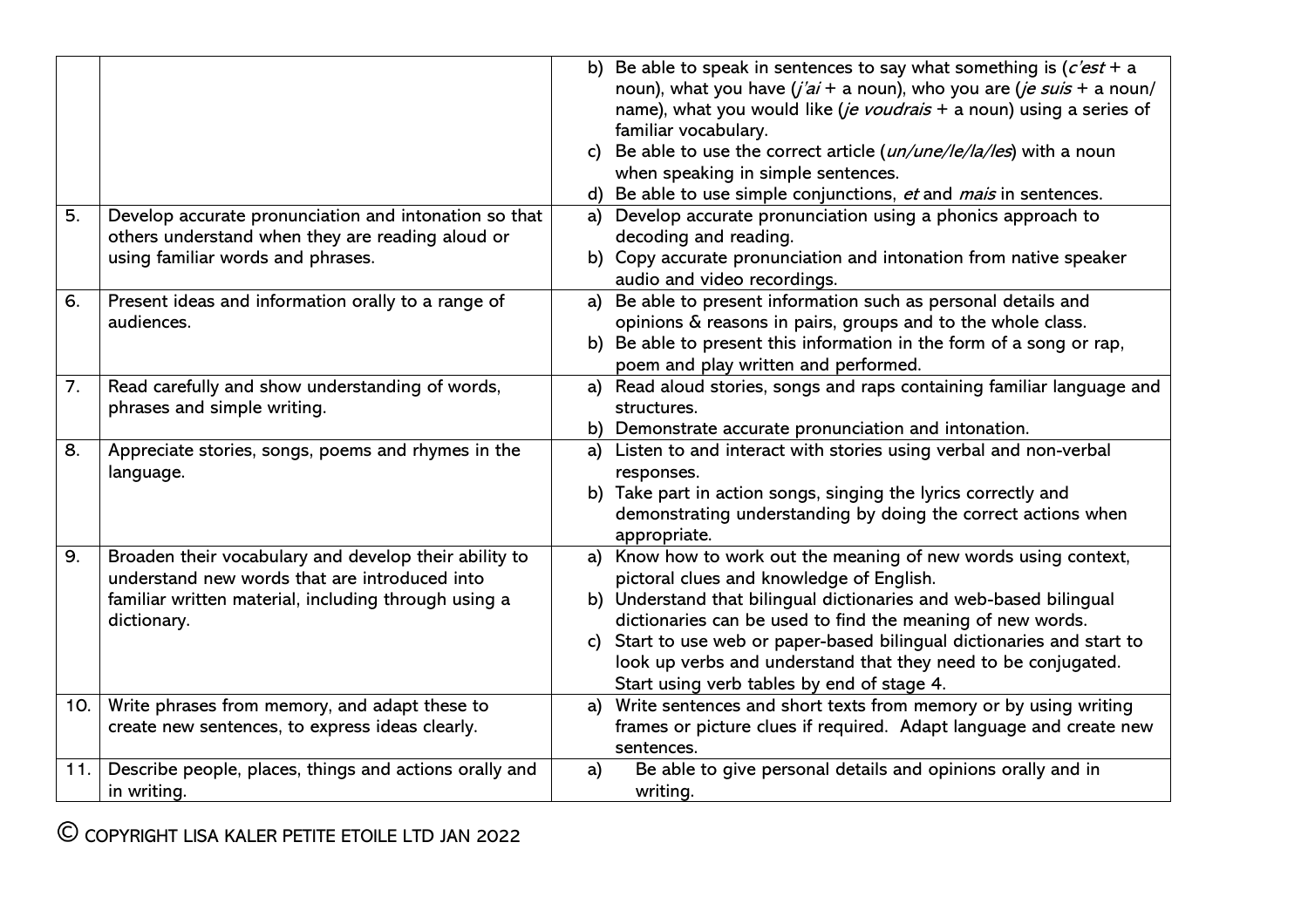| | | |
|---|---|---|
| | | b) Be able to speak in sentences to say what something is (*c'est* + a noun), what you have (*j'ai* + a noun), who you are (*je suis* + a noun/ name), what you would like (*je voudrais* + a noun) using a series of familiar vocabulary.<br>c) Be able to use the correct article (*un/une/le/la/les*) with a noun when speaking in simple sentences.<br>d) Be able to use simple conjunctions, *et* and *mais* in sentences. |
| 5. | Develop accurate pronunciation and intonation so that others understand when they are reading aloud or using familiar words and phrases. | a) Develop accurate pronunciation using a phonics approach to decoding and reading.<br>b) Copy accurate pronunciation and intonation from native speaker audio and video recordings. |
| 6. | Present ideas and information orally to a range of audiences. | a) Be able to present information such as personal details and opinions & reasons in pairs, groups and to the whole class.<br>b) Be able to present this information in the form of a song or rap, poem and play written and performed. |
| 7. | Read carefully and show understanding of words, phrases and simple writing. | a) Read aloud stories, songs and raps containing familiar language and structures.<br>b) Demonstrate accurate pronunciation and intonation. |
| 8. | Appreciate stories, songs, poems and rhymes in the language. | a) Listen to and interact with stories using verbal and non-verbal responses.<br>b) Take part in action songs, singing the lyrics correctly and demonstrating understanding by doing the correct actions when appropriate. |
| 9. | Broaden their vocabulary and develop their ability to understand new words that are introduced into familiar written material, including through using a dictionary. | a) Know how to work out the meaning of new words using context, pictoral clues and knowledge of English.<br>b) Understand that bilingual dictionaries and web-based bilingual dictionaries can be used to find the meaning of new words.<br>c) Start to use web or paper-based bilingual dictionaries and start to look up verbs and understand that they need to be conjugated. Start using verb tables by end of stage 4. |
| 10. | Write phrases from memory, and adapt these to create new sentences, to express ideas clearly. | a) Write sentences and short texts from memory or by using writing frames or picture clues if required. Adapt language and create new sentences. |
| 11. | Describe people, places, things and actions orally and in writing. | a) Be able to give personal details and opinions orally and in writing. |

© COPYRIGHT LISA KALER PETITE ETOILE LTD JAN 2022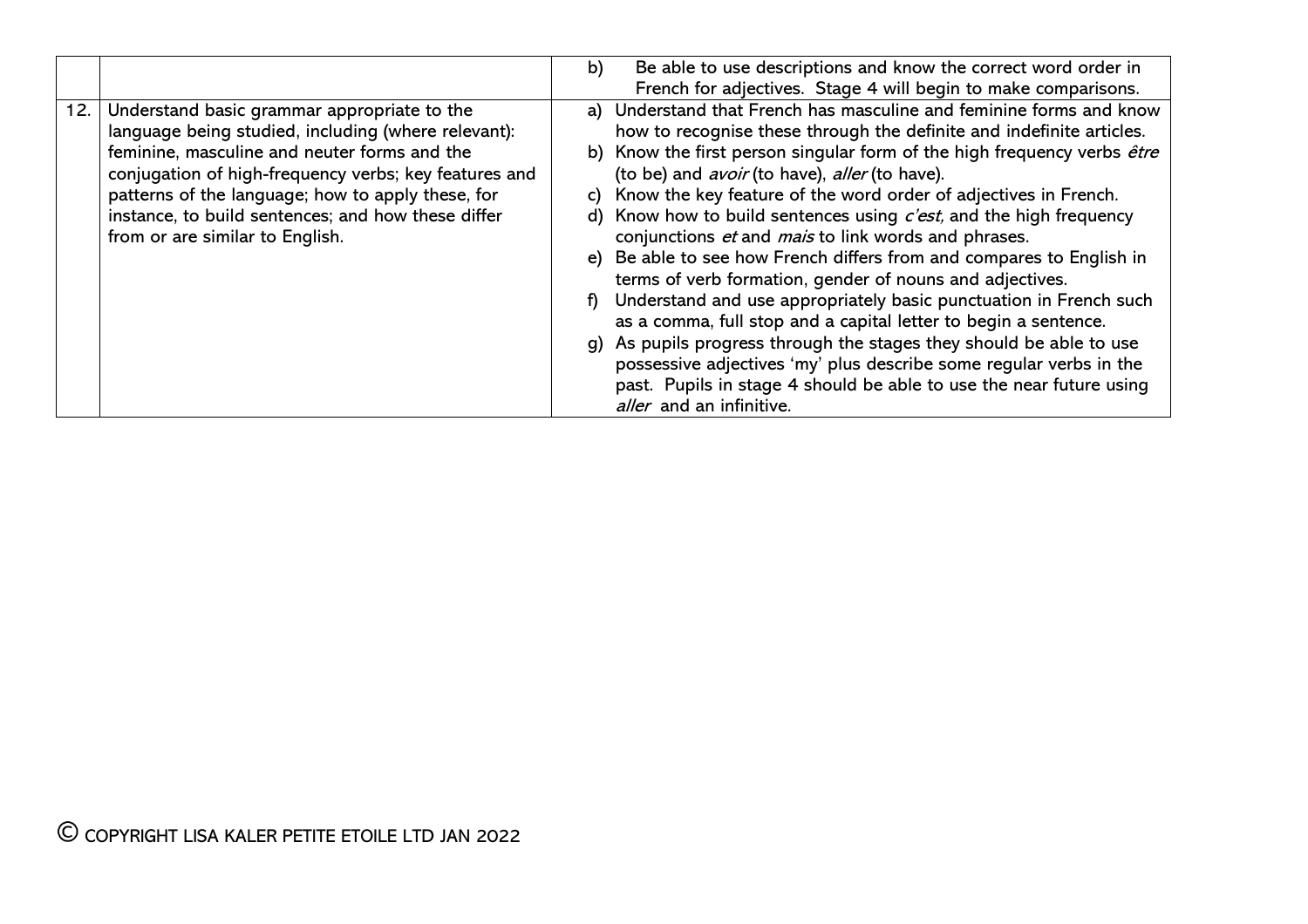| | | |
|---|---|---|
| | | b) Be able to use descriptions and know the correct word order in French for adjectives. Stage 4 will begin to make comparisons. |
| 12. | Understand basic grammar appropriate to the language being studied, including (where relevant): feminine, masculine and neuter forms and the conjugation of high-frequency verbs; key features and patterns of the language; how to apply these, for instance, to build sentences; and how these differ from or are similar to English. | a) Understand that French has masculine and feminine forms and know how to recognise these through the definite and indefinite articles.<br>b) Know the first person singular form of the high frequency verbs *être* (to be) and *avoir* (to have), *aller* (to have).<br>c) Know the key feature of the word order of adjectives in French.<br>d) Know how to build sentences using *c'est,* and the high frequency conjunctions *et* and *mais* to link words and phrases.<br>e) Be able to see how French differs from and compares to English in terms of verb formation, gender of nouns and adjectives.<br>f) Understand and use appropriately basic punctuation in French such as a comma, full stop and a capital letter to begin a sentence.<br>g) As pupils progress through the stages they should be able to use possessive adjectives 'my' plus describe some regular verbs in the past. Pupils in stage 4 should be able to use the near future using *aller* and an infinitive. |

© COPYRIGHT LISA KALER PETITE ETOILE LTD JAN 2022